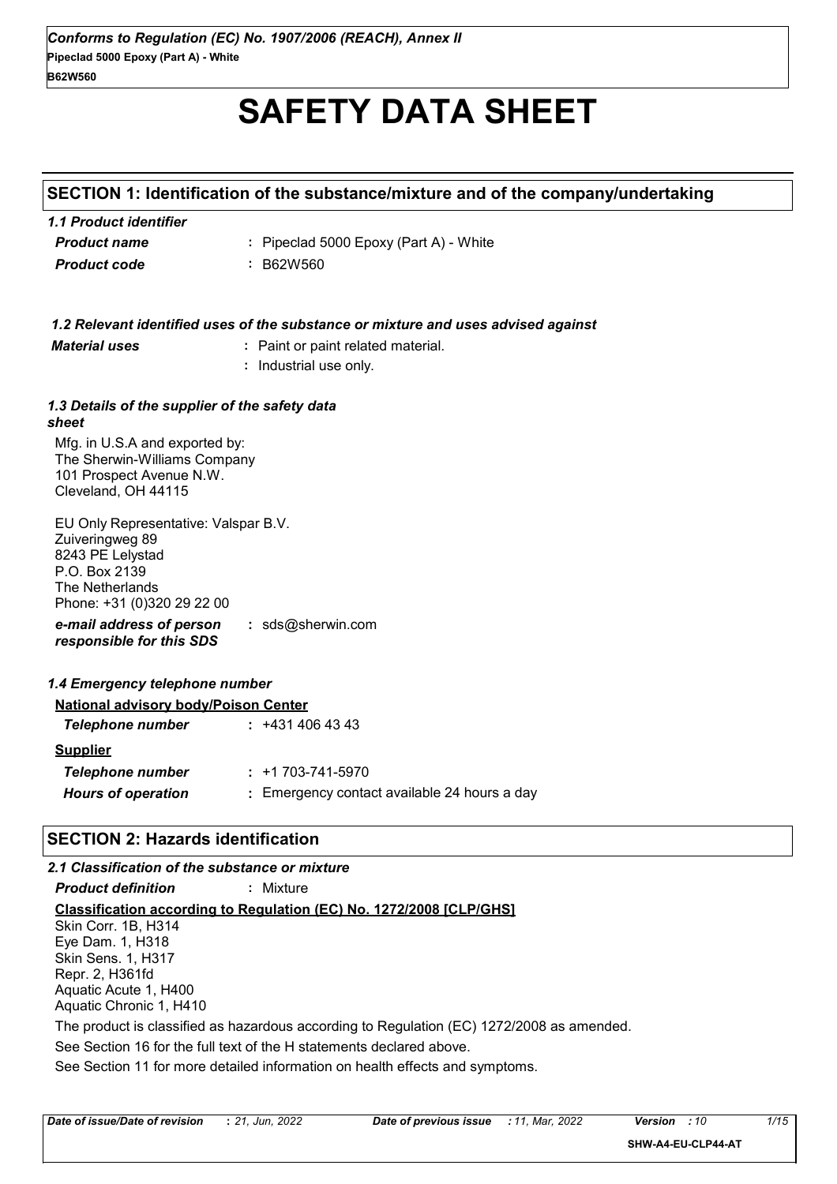# SAFETY DATA SHEET

## SECTION 1: Identification of the substance/mixture and of the company/undertaking

### 1.1 Product identifier

| | |
|---|---|
| ***Product name*** | **:** Pipeclad 5000 Epoxy (Part A) - White |
| ***Product code*** | **:** B62W560 |

### 1.2 Relevant identified uses of the substance or mixture and uses advised against

| | |
|---|---|
| ***Material uses*** | **:** Paint or paint related material. |
| | **:** Industrial use only. |

### 1.3 Details of the supplier of the safety data sheet

Mfg. in U.S.A and exported by:
The Sherwin-Williams Company
101 Prospect Avenue N.W.
Cleveland, OH 44115

EU Only Representative: Valspar B.V.
Zuiveringweg 89
8243 PE Lelystad
P.O. Box 2139
The Netherlands
Phone: +31 (0)320 29 22 00

***e-mail address of person responsible for this SDS*** **:** sds@sherwin.com

### 1.4 Emergency telephone number

**National advisory body/Poison Center**

| | |
|---|---|
| ***Telephone number*** | **:** +431 406 43 43 |

**Supplier**

| | |
|---|---|
| ***Telephone number*** | **:** +1 703-741-5970 |
| ***Hours of operation*** | **:** Emergency contact available 24 hours a day |

## SECTION 2: Hazards identification

### 2.1 Classification of the substance or mixture

***Product definition*** **:** Mixture

**Classification according to Regulation (EC) No. 1272/2008 [CLP/GHS]**

Skin Corr. 1B, H314
Eye Dam. 1, H318
Skin Sens. 1, H317
Repr. 2, H361fd
Aquatic Acute 1, H400
Aquatic Chronic 1, H410

The product is classified as hazardous according to Regulation (EC) 1272/2008 as amended.

See Section 16 for the full text of the H statements declared above.

See Section 11 for more detailed information on health effects and symptoms.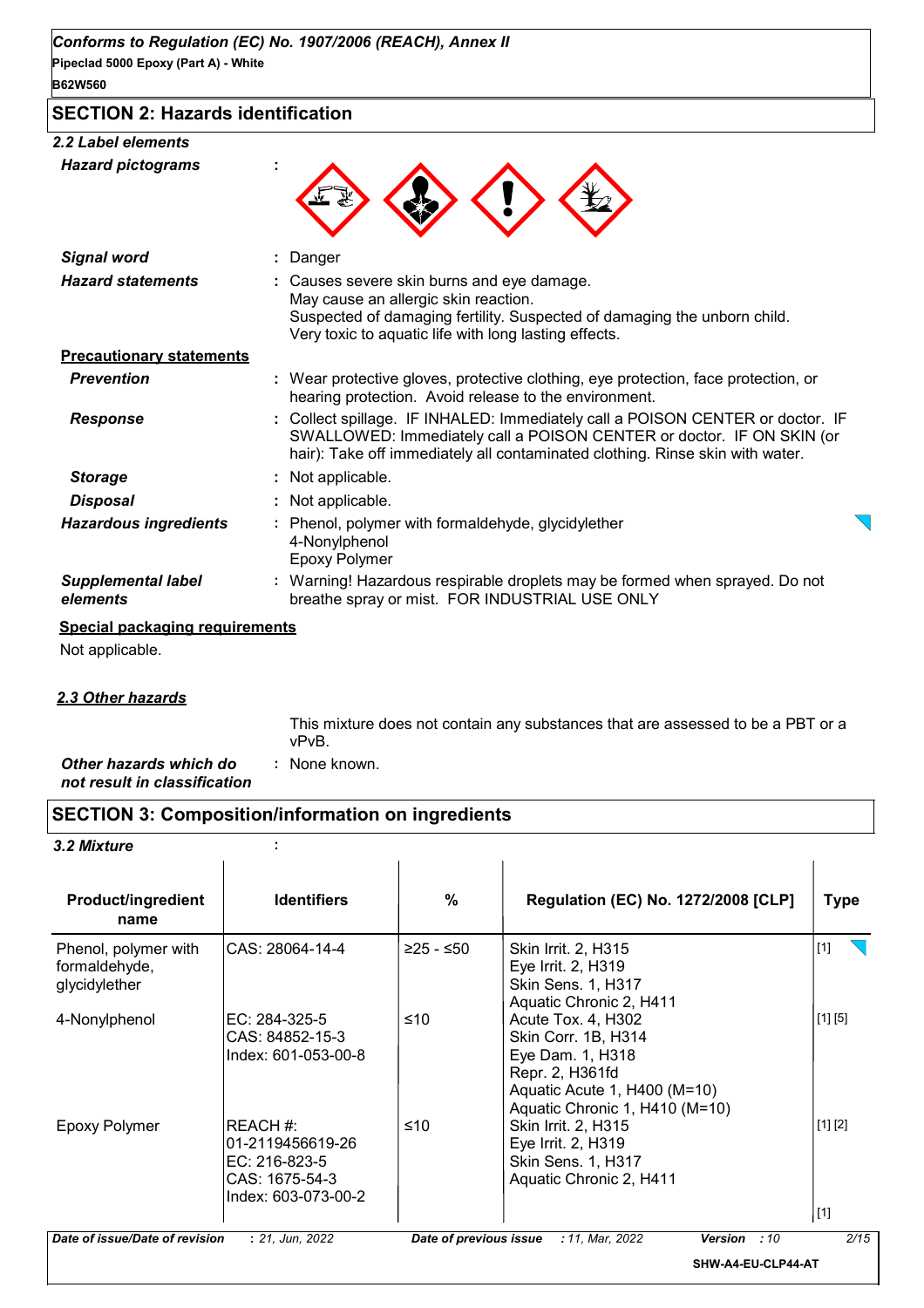## SECTION 2: Hazards identification

### 2.2 Label elements

***Hazard pictograms*** :

***Signal word*** : Danger

***Hazard statements*** : Causes severe skin burns and eye damage.
May cause an allergic skin reaction.
Suspected of damaging fertility. Suspected of damaging the unborn child.
Very toxic to aquatic life with long lasting effects.

**Precautionary statements**

***Prevention*** : Wear protective gloves, protective clothing, eye protection, face protection, or hearing protection. Avoid release to the environment.

***Response*** : Collect spillage. IF INHALED: Immediately call a POISON CENTER or doctor. IF SWALLOWED: Immediately call a POISON CENTER or doctor. IF ON SKIN (or hair): Take off immediately all contaminated clothing. Rinse skin with water.

***Storage*** : Not applicable.

***Disposal*** : Not applicable.

***Hazardous ingredients*** : Phenol, polymer with formaldehyde, glycidylether
4-Nonylphenol
Epoxy Polymer

***Supplemental label elements*** : Warning! Hazardous respirable droplets may be formed when sprayed. Do not breathe spray or mist. FOR INDUSTRIAL USE ONLY

**Special packaging requirements**

Not applicable.

### 2.3 Other hazards

This mixture does not contain any substances that are assessed to be a PBT or a vPvB.

***Other hazards which do not result in classification*** : None known.

## SECTION 3: Composition/information on ingredients

### 3.2 Mixture :

| Product/ingredient name | Identifiers | % | Regulation (EC) No. 1272/2008 [CLP] | Type |
|---|---|---|---|---|
| Phenol, polymer with formaldehyde, glycidylether | CAS: 28064-14-4 | ≥25 - ≤50 | Skin Irrit. 2, H315<br>Eye Irrit. 2, H319<br>Skin Sens. 1, H317<br>Aquatic Chronic 2, H411 | [1] |
| 4-Nonylphenol | EC: 284-325-5<br>CAS: 84852-15-3<br>Index: 601-053-00-8 | ≤10 | Acute Tox. 4, H302<br>Skin Corr. 1B, H314<br>Eye Dam. 1, H318<br>Repr. 2, H361fd<br>Aquatic Acute 1, H400 (M=10)<br>Aquatic Chronic 1, H410 (M=10) | [1] [5] |
| Epoxy Polymer | REACH #: 01-2119456619-26<br>EC: 216-823-5<br>CAS: 1675-54-3<br>Index: 603-073-00-2 | ≤10 | Skin Irrit. 2, H315<br>Eye Irrit. 2, H319<br>Skin Sens. 1, H317<br>Aquatic Chronic 2, H411 | [1] [2] |
| | | | | [1] |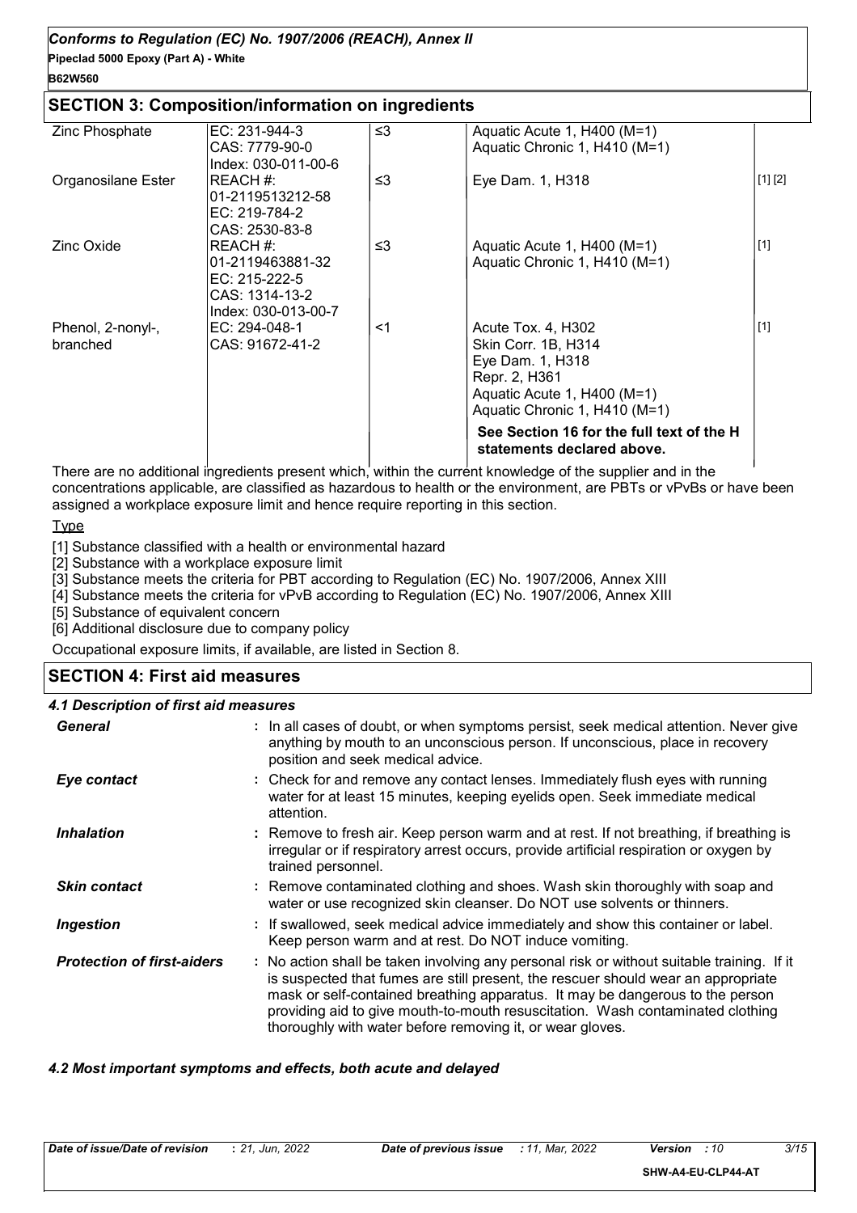## SECTION 3: Composition/information on ingredients

| | | | | |
|---|---|---|---|---|
| Zinc Phosphate | EC: 231-944-3<br>CAS: 7779-90-0<br>Index: 030-011-00-6 | ≤3 | Aquatic Acute 1, H400 (M=1)<br>Aquatic Chronic 1, H410 (M=1) | |
| Organosilane Ester | REACH #:<br>01-2119513212-58<br>EC: 219-784-2<br>CAS: 2530-83-8 | ≤3 | Eye Dam. 1, H318 | [1] [2] |
| Zinc Oxide | REACH #:<br>01-2119463881-32<br>EC: 215-222-5<br>CAS: 1314-13-2<br>Index: 030-013-00-7 | ≤3 | Aquatic Acute 1, H400 (M=1)<br>Aquatic Chronic 1, H410 (M=1) | [1] |
| Phenol, 2-nonyl-, branched | EC: 294-048-1<br>CAS: 91672-41-2 | <1 | Acute Tox. 4, H302<br>Skin Corr. 1B, H314<br>Eye Dam. 1, H318<br>Repr. 2, H361<br>Aquatic Acute 1, H400 (M=1)<br>Aquatic Chronic 1, H410 (M=1) | [1] |
| | | | **See Section 16 for the full text of the H statements declared above.** | |

There are no additional ingredients present which, within the current knowledge of the supplier and in the concentrations applicable, are classified as hazardous to health or the environment, are PBTs or vPvBs or have been assigned a workplace exposure limit and hence require reporting in this section.

Type

[1] Substance classified with a health or environmental hazard

[2] Substance with a workplace exposure limit

[3] Substance meets the criteria for PBT according to Regulation (EC) No. 1907/2006, Annex XIII

[4] Substance meets the criteria for vPvB according to Regulation (EC) No. 1907/2006, Annex XIII

[5] Substance of equivalent concern

[6] Additional disclosure due to company policy

Occupational exposure limits, if available, are listed in Section 8.

## SECTION 4: First aid measures

### *4.1 Description of first aid measures*

***General*** : In all cases of doubt, or when symptoms persist, seek medical attention. Never give anything by mouth to an unconscious person. If unconscious, place in recovery position and seek medical advice.

***Eye contact*** : Check for and remove any contact lenses. Immediately flush eyes with running water for at least 15 minutes, keeping eyelids open. Seek immediate medical attention.

***Inhalation*** : Remove to fresh air. Keep person warm and at rest. If not breathing, if breathing is irregular or if respiratory arrest occurs, provide artificial respiration or oxygen by trained personnel.

***Skin contact*** : Remove contaminated clothing and shoes. Wash skin thoroughly with soap and water or use recognized skin cleanser. Do NOT use solvents or thinners.

***Ingestion*** : If swallowed, seek medical advice immediately and show this container or label. Keep person warm and at rest. Do NOT induce vomiting.

***Protection of first-aiders*** : No action shall be taken involving any personal risk or without suitable training. If it is suspected that fumes are still present, the rescuer should wear an appropriate mask or self-contained breathing apparatus. It may be dangerous to the person providing aid to give mouth-to-mouth resuscitation. Wash contaminated clothing thoroughly with water before removing it, or wear gloves.

### *4.2 Most important symptoms and effects, both acute and delayed*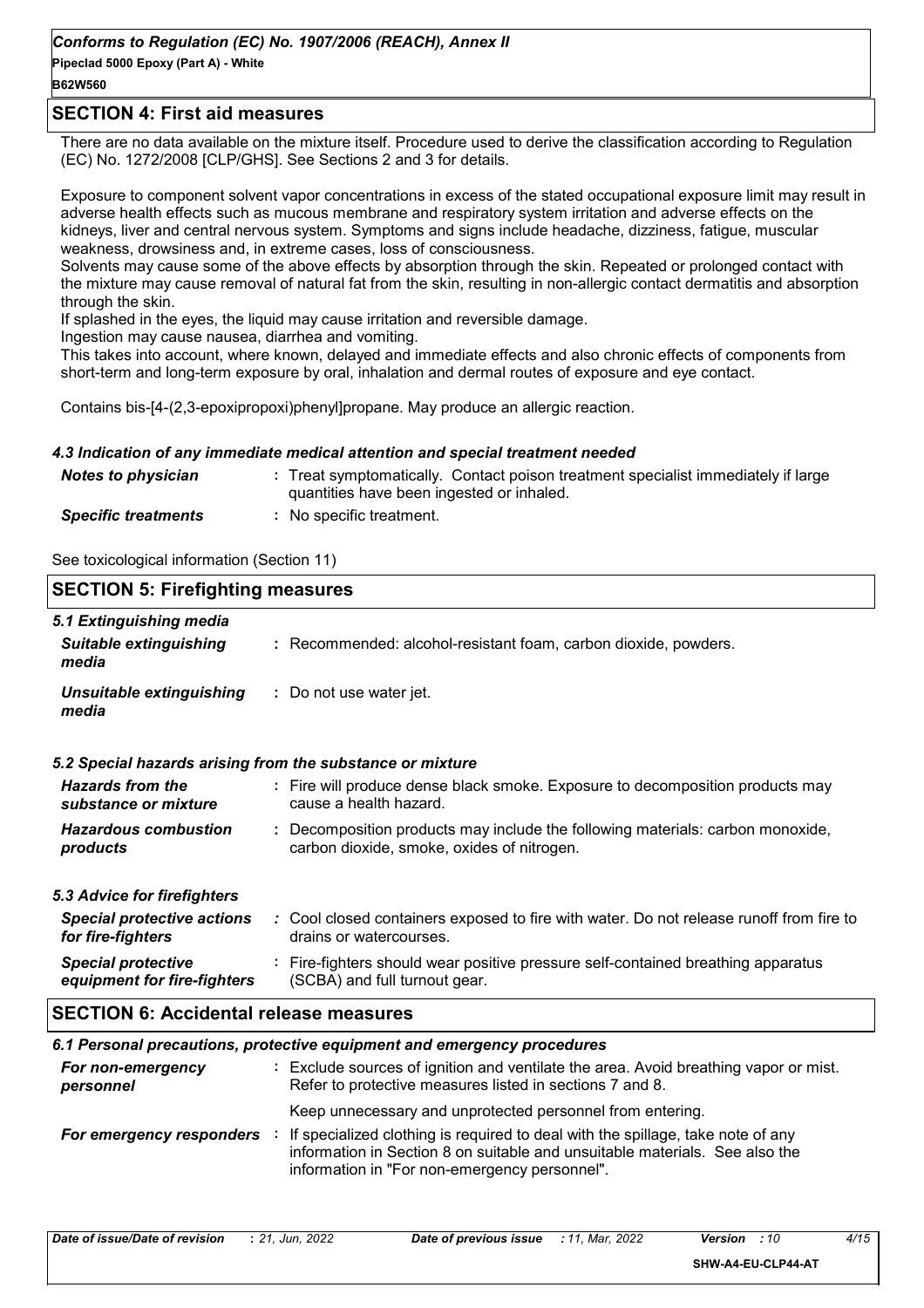## SECTION 4: First aid measures

There are no data available on the mixture itself. Procedure used to derive the classification according to Regulation (EC) No. 1272/2008 [CLP/GHS]. See Sections 2 and 3 for details.

Exposure to component solvent vapor concentrations in excess of the stated occupational exposure limit may result in adverse health effects such as mucous membrane and respiratory system irritation and adverse effects on the kidneys, liver and central nervous system. Symptoms and signs include headache, dizziness, fatigue, muscular weakness, drowsiness and, in extreme cases, loss of consciousness.

Solvents may cause some of the above effects by absorption through the skin. Repeated or prolonged contact with the mixture may cause removal of natural fat from the skin, resulting in non-allergic contact dermatitis and absorption through the skin.

If splashed in the eyes, the liquid may cause irritation and reversible damage.

Ingestion may cause nausea, diarrhea and vomiting.

This takes into account, where known, delayed and immediate effects and also chronic effects of components from short-term and long-term exposure by oral, inhalation and dermal routes of exposure and eye contact.

Contains bis-[4-(2,3-epoxipropoxi)phenyl]propane. May produce an allergic reaction.

### *4.3 Indication of any immediate medical attention and special treatment needed*

| | |
|---|---|
| ***Notes to physician*** | : Treat symptomatically. Contact poison treatment specialist immediately if large quantities have been ingested or inhaled. |
| ***Specific treatments*** | : No specific treatment. |

See toxicological information (Section 11)

## SECTION 5: Firefighting measures

### *5.1 Extinguishing media*

| | |
|---|---|
| ***Suitable extinguishing media*** | : Recommended: alcohol-resistant foam, carbon dioxide, powders. |
| ***Unsuitable extinguishing media*** | : Do not use water jet. |

### *5.2 Special hazards arising from the substance or mixture*

| | |
|---|---|
| ***Hazards from the substance or mixture*** | : Fire will produce dense black smoke. Exposure to decomposition products may cause a health hazard. |
| ***Hazardous combustion products*** | : Decomposition products may include the following materials: carbon monoxide, carbon dioxide, smoke, oxides of nitrogen. |

### *5.3 Advice for firefighters*

| | |
|---|---|
| ***Special protective actions for fire-fighters*** | : Cool closed containers exposed to fire with water. Do not release runoff from fire to drains or watercourses. |
| ***Special protective equipment for fire-fighters*** | : Fire-fighters should wear positive pressure self-contained breathing apparatus (SCBA) and full turnout gear. |

## SECTION 6: Accidental release measures

### *6.1 Personal precautions, protective equipment and emergency procedures*

| | |
|---|---|
| ***For non-emergency personnel*** | : Exclude sources of ignition and ventilate the area. Avoid breathing vapor or mist. Refer to protective measures listed in sections 7 and 8. Keep unnecessary and unprotected personnel from entering. |
| ***For emergency responders*** | : If specialized clothing is required to deal with the spillage, take note of any information in Section 8 on suitable and unsuitable materials. See also the information in "For non-emergency personnel". |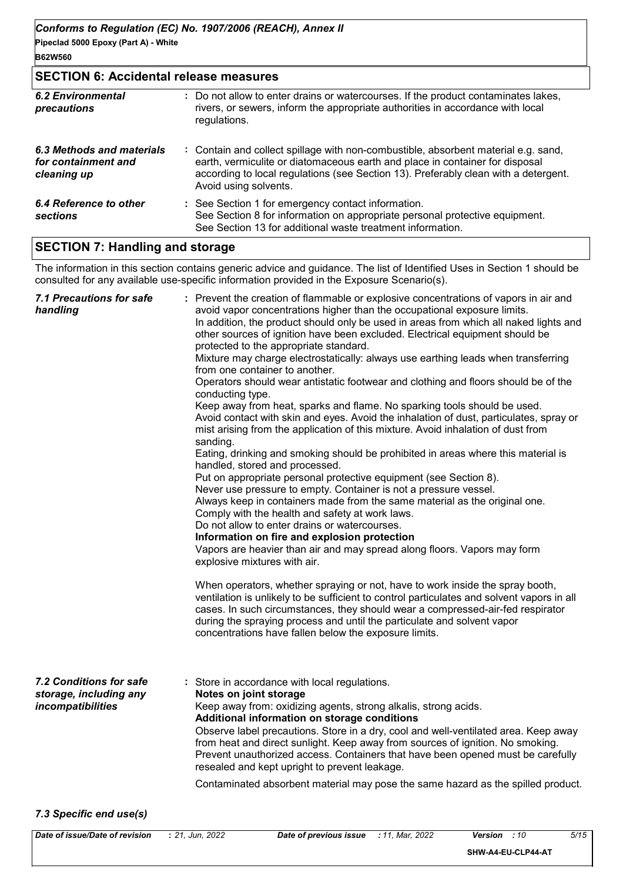## SECTION 6: Accidental release measures

| | |
|---|---|
| ***6.2 Environmental precautions*** | **:** Do not allow to enter drains or watercourses. If the product contaminates lakes, rivers, or sewers, inform the appropriate authorities in accordance with local regulations. |
| ***6.3 Methods and materials for containment and cleaning up*** | **:** Contain and collect spillage with non-combustible, absorbent material e.g. sand, earth, vermiculite or diatomaceous earth and place in container for disposal according to local regulations (see Section 13). Preferably clean with a detergent. Avoid using solvents. |
| ***6.4 Reference to other sections*** | **:** See Section 1 for emergency contact information. See Section 8 for information on appropriate personal protective equipment. See Section 13 for additional waste treatment information. |

## SECTION 7: Handling and storage

The information in this section contains generic advice and guidance. The list of Identified Uses in Section 1 should be consulted for any available use-specific information provided in the Exposure Scenario(s).

***7.1 Precautions for safe handling***

**:** Prevent the creation of flammable or explosive concentrations of vapors in air and avoid vapor concentrations higher than the occupational exposure limits.
In addition, the product should only be used in areas from which all naked lights and other sources of ignition have been excluded. Electrical equipment should be protected to the appropriate standard.
Mixture may charge electrostatically: always use earthing leads when transferring from one container to another.
Operators should wear antistatic footwear and clothing and floors should be of the conducting type.
Keep away from heat, sparks and flame. No sparking tools should be used.
Avoid contact with skin and eyes. Avoid the inhalation of dust, particulates, spray or mist arising from the application of this mixture. Avoid inhalation of dust from sanding.
Eating, drinking and smoking should be prohibited in areas where this material is handled, stored and processed.
Put on appropriate personal protective equipment (see Section 8).
Never use pressure to empty. Container is not a pressure vessel.
Always keep in containers made from the same material as the original one.
Comply with the health and safety at work laws.
Do not allow to enter drains or watercourses.

**Information on fire and explosion protection**

Vapors are heavier than air and may spread along floors. Vapors may form explosive mixtures with air.

When operators, whether spraying or not, have to work inside the spray booth, ventilation is unlikely to be sufficient to control particulates and solvent vapors in all cases. In such circumstances, they should wear a compressed-air-fed respirator during the spraying process and until the particulate and solvent vapor concentrations have fallen below the exposure limits.

***7.2 Conditions for safe storage, including any incompatibilities***

**:** Store in accordance with local regulations.

**Notes on joint storage**

Keep away from: oxidizing agents, strong alkalis, strong acids.

**Additional information on storage conditions**

Observe label precautions. Store in a dry, cool and well-ventilated area. Keep away from heat and direct sunlight. Keep away from sources of ignition. No smoking. Prevent unauthorized access. Containers that have been opened must be carefully resealed and kept upright to prevent leakage.

Contaminated absorbent material may pose the same hazard as the spilled product.

***7.3 Specific end use(s)***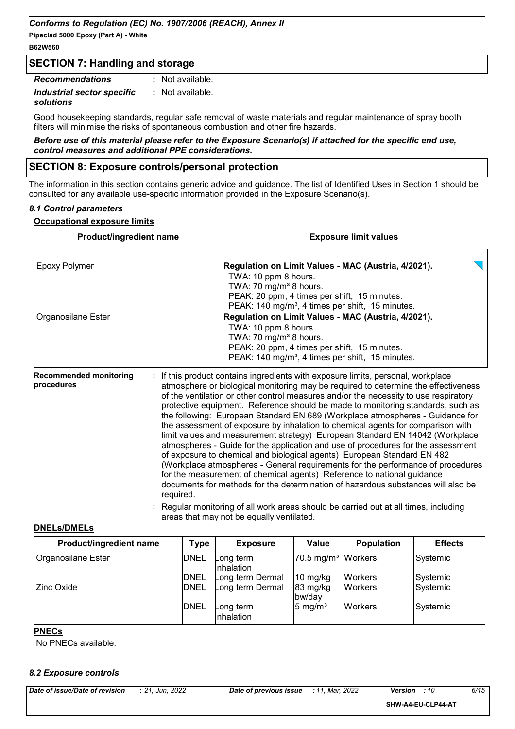## SECTION 7: Handling and storage

| | |
|---|---|
| ***Recommendations*** | : Not available. |
| ***Industrial sector specific solutions*** | : Not available. |

Good housekeeping standards, regular safe removal of waste materials and regular maintenance of spray booth filters will minimise the risks of spontaneous combustion and other fire hazards.

***Before use of this material please refer to the Exposure Scenario(s) if attached for the specific end use, control measures and additional PPE considerations.***

## SECTION 8: Exposure controls/personal protection

The information in this section contains generic advice and guidance. The list of Identified Uses in Section 1 should be consulted for any available use-specific information provided in the Exposure Scenario(s).

### *8.1 Control parameters*

**Occupational exposure limits**

| Product/ingredient name | Exposure limit values |
|---|---|
| Epoxy Polymer | **Regulation on Limit Values - MAC (Austria, 4/2021).**<br>TWA: 10 ppm 8 hours.<br>TWA: 70 mg/m³ 8 hours.<br>PEAK: 20 ppm, 4 times per shift, 15 minutes.<br>PEAK: 140 mg/m³, 4 times per shift, 15 minutes. |
| Organosilane Ester | **Regulation on Limit Values - MAC (Austria, 4/2021).**<br>TWA: 10 ppm 8 hours.<br>TWA: 70 mg/m³ 8 hours.<br>PEAK: 20 ppm, 4 times per shift, 15 minutes.<br>PEAK: 140 mg/m³, 4 times per shift, 15 minutes. |

**Recommended monitoring procedures** : If this product contains ingredients with exposure limits, personal, workplace atmosphere or biological monitoring may be required to determine the effectiveness of the ventilation or other control measures and/or the necessity to use respiratory protective equipment. Reference should be made to monitoring standards, such as the following: European Standard EN 689 (Workplace atmospheres - Guidance for the assessment of exposure by inhalation to chemical agents for comparison with limit values and measurement strategy) European Standard EN 14042 (Workplace atmospheres - Guide for the application and use of procedures for the assessment of exposure to chemical and biological agents) European Standard EN 482 (Workplace atmospheres - General requirements for the performance of procedures for the measurement of chemical agents) Reference to national guidance documents for methods for the determination of hazardous substances will also be required.

: Regular monitoring of all work areas should be carried out at all times, including areas that may not be equally ventilated.

**DNELs/DMELs**

| Product/ingredient name | Type | Exposure | Value | Population | Effects |
|---|---|---|---|---|---|
| Organosilane Ester | DNEL | Long term Inhalation | 70.5 mg/m³ | Workers | Systemic |
| | DNEL | Long term Dermal | 10 mg/kg | Workers | Systemic |
| Zinc Oxide | DNEL | Long term Dermal | 83 mg/kg bw/day | Workers | Systemic |
| | DNEL | Long term Inhalation | 5 mg/m³ | Workers | Systemic |

**PNECs**

No PNECs available.

### *8.2 Exposure controls*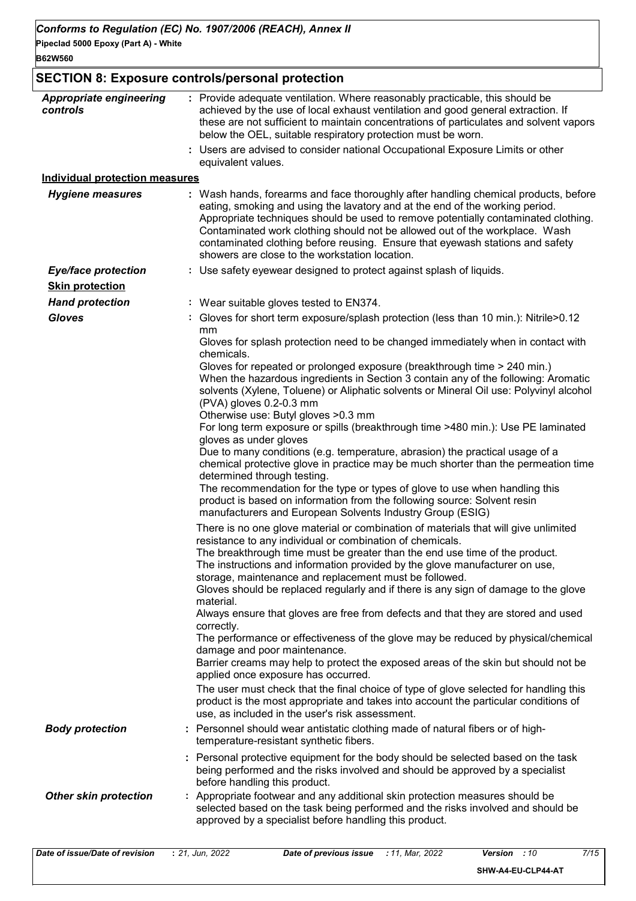## SECTION 8: Exposure controls/personal protection

**Appropriate engineering controls** : Provide adequate ventilation. Where reasonably practicable, this should be achieved by the use of local exhaust ventilation and good general extraction. If these are not sufficient to maintain concentrations of particulates and solvent vapors below the OEL, suitable respiratory protection must be worn.

: Users are advised to consider national Occupational Exposure Limits or other equivalent values.

### Individual protection measures

**Hygiene measures** : Wash hands, forearms and face thoroughly after handling chemical products, before eating, smoking and using the lavatory and at the end of the working period. Appropriate techniques should be used to remove potentially contaminated clothing. Contaminated work clothing should not be allowed out of the workplace. Wash contaminated clothing before reusing. Ensure that eyewash stations and safety showers are close to the workstation location.

**Eye/face protection** : Use safety eyewear designed to protect against splash of liquids.

**Skin protection**

**Hand protection** : Wear suitable gloves tested to EN374.

**Gloves** : Gloves for short term exposure/splash protection (less than 10 min.): Nitrile>0.12 mm

Gloves for splash protection need to be changed immediately when in contact with chemicals.

Gloves for repeated or prolonged exposure (breakthrough time > 240 min.)

When the hazardous ingredients in Section 3 contain any of the following: Aromatic solvents (Xylene, Toluene) or Aliphatic solvents or Mineral Oil use: Polyvinyl alcohol (PVA) gloves 0.2-0.3 mm

Otherwise use: Butyl gloves >0.3 mm

For long term exposure or spills (breakthrough time >480 min.): Use PE laminated gloves as under gloves

Due to many conditions (e.g. temperature, abrasion) the practical usage of a chemical protective glove in practice may be much shorter than the permeation time determined through testing.

The recommendation for the type or types of glove to use when handling this product is based on information from the following source: Solvent resin manufacturers and European Solvents Industry Group (ESIG)

There is no one glove material or combination of materials that will give unlimited resistance to any individual or combination of chemicals.

The breakthrough time must be greater than the end use time of the product.

The instructions and information provided by the glove manufacturer on use, storage, maintenance and replacement must be followed.

Gloves should be replaced regularly and if there is any sign of damage to the glove material.

Always ensure that gloves are free from defects and that they are stored and used correctly.

The performance or effectiveness of the glove may be reduced by physical/chemical damage and poor maintenance.

Barrier creams may help to protect the exposed areas of the skin but should not be applied once exposure has occurred.

The user must check that the final choice of type of glove selected for handling this product is the most appropriate and takes into account the particular conditions of use, as included in the user's risk assessment.

**Body protection** : Personnel should wear antistatic clothing made of natural fibers or of high-temperature-resistant synthetic fibers.

: Personal protective equipment for the body should be selected based on the task being performed and the risks involved and should be approved by a specialist before handling this product.

**Other skin protection** : Appropriate footwear and any additional skin protection measures should be selected based on the task being performed and the risks involved and should be approved by a specialist before handling this product.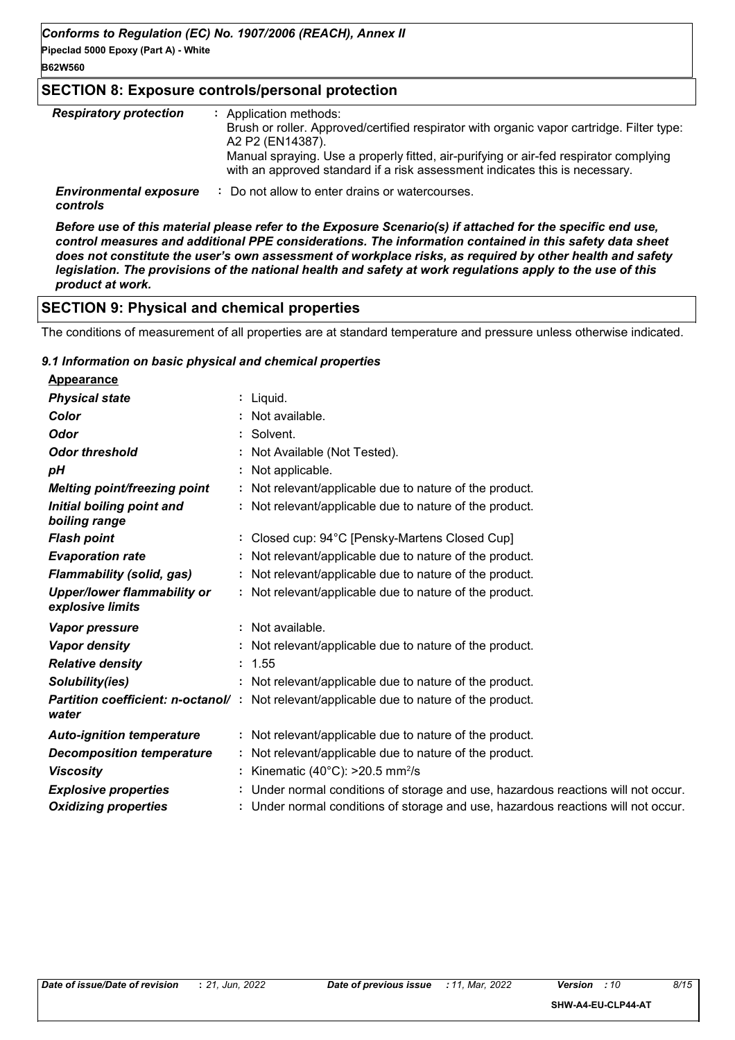## SECTION 8: Exposure controls/personal protection

| | |
|---|---|
| ***Respiratory protection*** | : Application methods:<br>Brush or roller. Approved/certified respirator with organic vapor cartridge. Filter type: A2 P2 (EN14387).<br>Manual spraying. Use a properly fitted, air-purifying or air-fed respirator complying with an approved standard if a risk assessment indicates this is necessary. |
| ***Environmental exposure controls*** | : Do not allow to enter drains or watercourses. |

***Before use of this material please refer to the Exposure Scenario(s) if attached for the specific end use, control measures and additional PPE considerations. The information contained in this safety data sheet does not constitute the user's own assessment of workplace risks, as required by other health and safety legislation. The provisions of the national health and safety at work regulations apply to the use of this product at work.***

## SECTION 9: Physical and chemical properties

The conditions of measurement of all properties are at standard temperature and pressure unless otherwise indicated.

### *9.1 Information on basic physical and chemical properties*

**Appearance**

| | |
|---|---|
| ***Physical state*** | : Liquid. |
| ***Color*** | : Not available. |
| ***Odor*** | : Solvent. |
| ***Odor threshold*** | : Not Available (Not Tested). |
| ***pH*** | : Not applicable. |
| ***Melting point/freezing point*** | : Not relevant/applicable due to nature of the product. |
| ***Initial boiling point and boiling range*** | : Not relevant/applicable due to nature of the product. |
| ***Flash point*** | : Closed cup: 94°C [Pensky-Martens Closed Cup] |
| ***Evaporation rate*** | : Not relevant/applicable due to nature of the product. |
| ***Flammability (solid, gas)*** | : Not relevant/applicable due to nature of the product. |
| ***Upper/lower flammability or explosive limits*** | : Not relevant/applicable due to nature of the product. |
| ***Vapor pressure*** | : Not available. |
| ***Vapor density*** | : Not relevant/applicable due to nature of the product. |
| ***Relative density*** | : 1.55 |
| ***Solubility(ies)*** | : Not relevant/applicable due to nature of the product. |
| ***Partition coefficient: n-octanol/water*** | : Not relevant/applicable due to nature of the product. |
| ***Auto-ignition temperature*** | : Not relevant/applicable due to nature of the product. |
| ***Decomposition temperature*** | : Not relevant/applicable due to nature of the product. |
| ***Viscosity*** | : Kinematic (40°C): >20.5 $mm^2/s$ |
| ***Explosive properties*** | : Under normal conditions of storage and use, hazardous reactions will not occur. |
| ***Oxidizing properties*** | : Under normal conditions of storage and use, hazardous reactions will not occur. |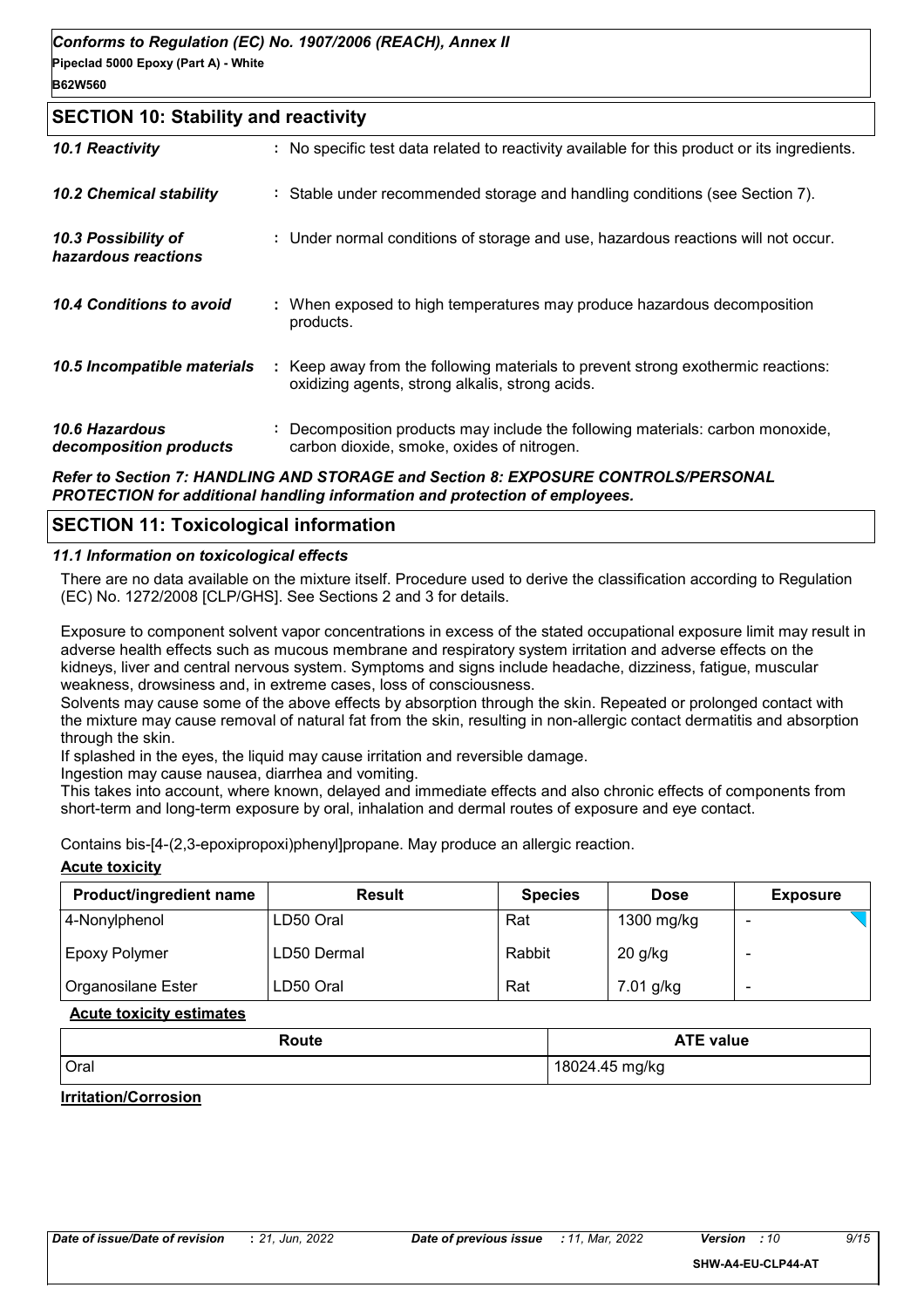## SECTION 10: Stability and reactivity

| | |
|---|---|
| ***10.1 Reactivity*** | : No specific test data related to reactivity available for this product or its ingredients. |
| ***10.2 Chemical stability*** | : Stable under recommended storage and handling conditions (see Section 7). |
| ***10.3 Possibility of hazardous reactions*** | : Under normal conditions of storage and use, hazardous reactions will not occur. |
| ***10.4 Conditions to avoid*** | : When exposed to high temperatures may produce hazardous decomposition products. |
| ***10.5 Incompatible materials*** | : Keep away from the following materials to prevent strong exothermic reactions: oxidizing agents, strong alkalis, strong acids. |
| ***10.6 Hazardous decomposition products*** | : Decomposition products may include the following materials: carbon monoxide, carbon dioxide, smoke, oxides of nitrogen. |

***Refer to Section 7: HANDLING AND STORAGE and Section 8: EXPOSURE CONTROLS/PERSONAL PROTECTION for additional handling information and protection of employees.***

## SECTION 11: Toxicological information

### *11.1 Information on toxicological effects*

There are no data available on the mixture itself. Procedure used to derive the classification according to Regulation (EC) No. 1272/2008 [CLP/GHS]. See Sections 2 and 3 for details.

Exposure to component solvent vapor concentrations in excess of the stated occupational exposure limit may result in adverse health effects such as mucous membrane and respiratory system irritation and adverse effects on the kidneys, liver and central nervous system. Symptoms and signs include headache, dizziness, fatigue, muscular weakness, drowsiness and, in extreme cases, loss of consciousness.
Solvents may cause some of the above effects by absorption through the skin. Repeated or prolonged contact with the mixture may cause removal of natural fat from the skin, resulting in non-allergic contact dermatitis and absorption through the skin.
If splashed in the eyes, the liquid may cause irritation and reversible damage.
Ingestion may cause nausea, diarrhea and vomiting.
This takes into account, where known, delayed and immediate effects and also chronic effects of components from short-term and long-term exposure by oral, inhalation and dermal routes of exposure and eye contact.

Contains bis-[4-(2,3-epoxipropoxi)phenyl]propane. May produce an allergic reaction.

**Acute toxicity**

| Product/ingredient name | Result | Species | Dose | Exposure |
|---|---|---|---|---|
| 4-Nonylphenol | LD50 Oral | Rat | 1300 mg/kg | - |
| Epoxy Polymer | LD50 Dermal | Rabbit | 20 g/kg | - |
| Organosilane Ester | LD50 Oral | Rat | 7.01 g/kg | - |

**Acute toxicity estimates**

| Route | ATE value |
|---|---|
| Oral | 18024.45 mg/kg |

**Irritation/Corrosion**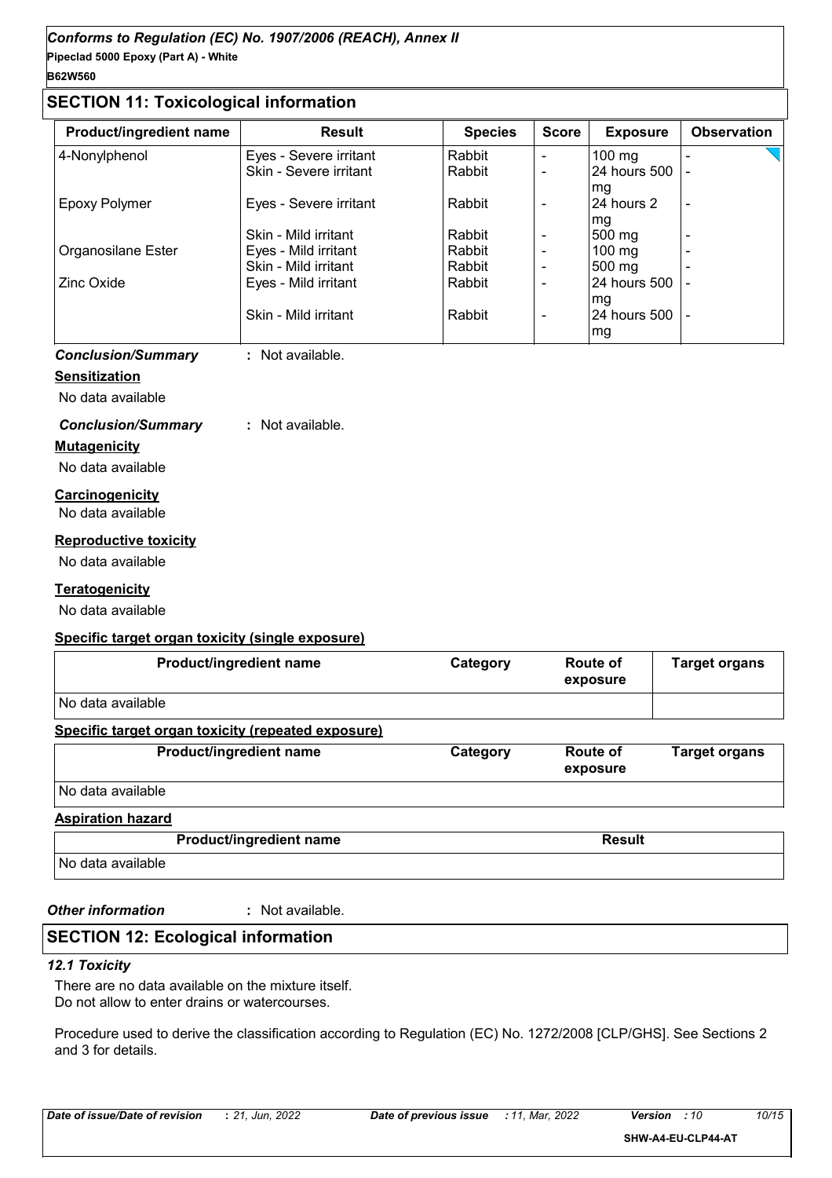## SECTION 11: Toxicological information

| Product/ingredient name | Result | Species | Score | Exposure | Observation |
|---|---|---|---|---|---|
| 4-Nonylphenol | Eyes - Severe irritant | Rabbit | - | 100 mg | - |
| | Skin - Severe irritant | Rabbit | - | 24 hours 500 mg | - |
| Epoxy Polymer | Eyes - Severe irritant | Rabbit | - | 24 hours 2 mg | - |
| | Skin - Mild irritant | Rabbit | - | 500 mg | - |
| Organosilane Ester | Eyes - Mild irritant | Rabbit | - | 100 mg | - |
| | Skin - Mild irritant | Rabbit | - | 500 mg | - |
| Zinc Oxide | Eyes - Mild irritant | Rabbit | - | 24 hours 500 mg | - |
| | Skin - Mild irritant | Rabbit | - | 24 hours 500 mg | - |

*Conclusion/Summary* : Not available.

**Sensitization**

No data available

*Conclusion/Summary* : Not available.

**Mutagenicity**

No data available

**Carcinogenicity**

No data available

**Reproductive toxicity**

No data available

**Teratogenicity**

No data available

**Specific target organ toxicity (single exposure)**

| Product/ingredient name | Category | Route of exposure | Target organs |
|---|---|---|---|
| No data available | | | |

**Specific target organ toxicity (repeated exposure)**

| Product/ingredient name | Category | Route of exposure | Target organs |
|---|---|---|---|
| No data available | | | |

**Aspiration hazard**

| Product/ingredient name | Result |
|---|---|
| No data available | |

*Other information* : Not available.

## SECTION 12: Ecological information

### 12.1 Toxicity

There are no data available on the mixture itself.
Do not allow to enter drains or watercourses.

Procedure used to derive the classification according to Regulation (EC) No. 1272/2008 [CLP/GHS]. See Sections 2 and 3 for details.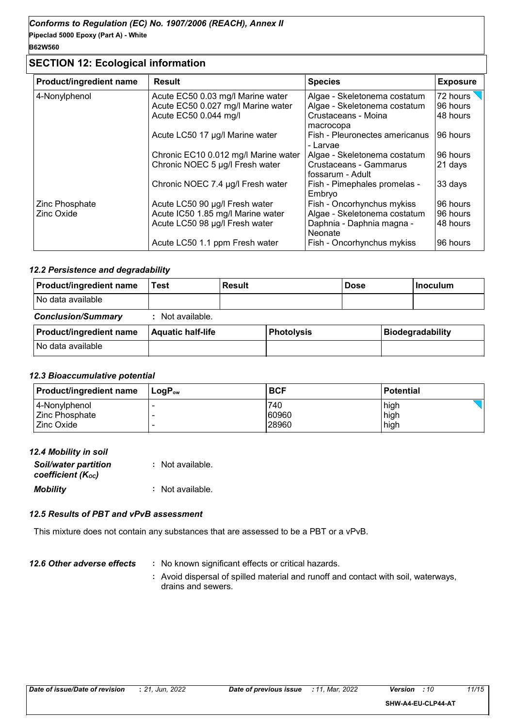## SECTION 12: Ecological information

| Product/ingredient name | Result | Species | Exposure |
|---|---|---|---|
| 4-Nonylphenol | Acute EC50 0.03 mg/l Marine water | Algae - Skeletonema costatum | 72 hours |
| | Acute EC50 0.027 mg/l Marine water | Algae - Skeletonema costatum | 96 hours |
| | Acute EC50 0.044 mg/l | Crustaceans - Moina macrocopa | 48 hours |
| | Acute LC50 17 µg/l Marine water | Fish - Pleuronectes americanus - Larvae | 96 hours |
| | Chronic EC10 0.012 mg/l Marine water | Algae - Skeletonema costatum | 96 hours |
| | Chronic NOEC 5 µg/l Fresh water | Crustaceans - Gammarus fossarum - Adult | 21 days |
| | Chronic NOEC 7.4 µg/l Fresh water | Fish - Pimephales promelas - Embryo | 33 days |
| Zinc Phosphate | Acute LC50 90 µg/l Fresh water | Fish - Oncorhynchus mykiss | 96 hours |
| Zinc Oxide | Acute IC50 1.85 mg/l Marine water | Algae - Skeletonema costatum | 96 hours |
| | Acute LC50 98 µg/l Fresh water | Daphnia - Daphnia magna - Neonate | 48 hours |
| | Acute LC50 1.1 ppm Fresh water | Fish - Oncorhynchus mykiss | 96 hours |

### *12.2 Persistence and degradability*

| Product/ingredient name | Test | Result | Dose | Inoculum |
|---|---|---|---|---|
| No data available | | | | |

***Conclusion/Summary*** : Not available.

| Product/ingredient name | Aquatic half-life | Photolysis | Biodegradability |
|---|---|---|---|
| No data available | | | |

### *12.3 Bioaccumulative potential*

| Product/ingredient name | $LogP_{ow}$ | BCF | Potential |
|---|---|---|---|
| 4-Nonylphenol | - | 740 | high |
| Zinc Phosphate | - | 60960 | high |
| Zinc Oxide | - | 28960 | high |

### *12.4 Mobility in soil*

***Soil/water partition coefficient ($K_{OC}$)*** : Not available.

***Mobility*** : Not available.

### *12.5 Results of PBT and vPvB assessment*

This mixture does not contain any substances that are assessed to be a PBT or a vPvB.

***12.6 Other adverse effects*** : No known significant effects or critical hazards.

: Avoid dispersal of spilled material and runoff and contact with soil, waterways, drains and sewers.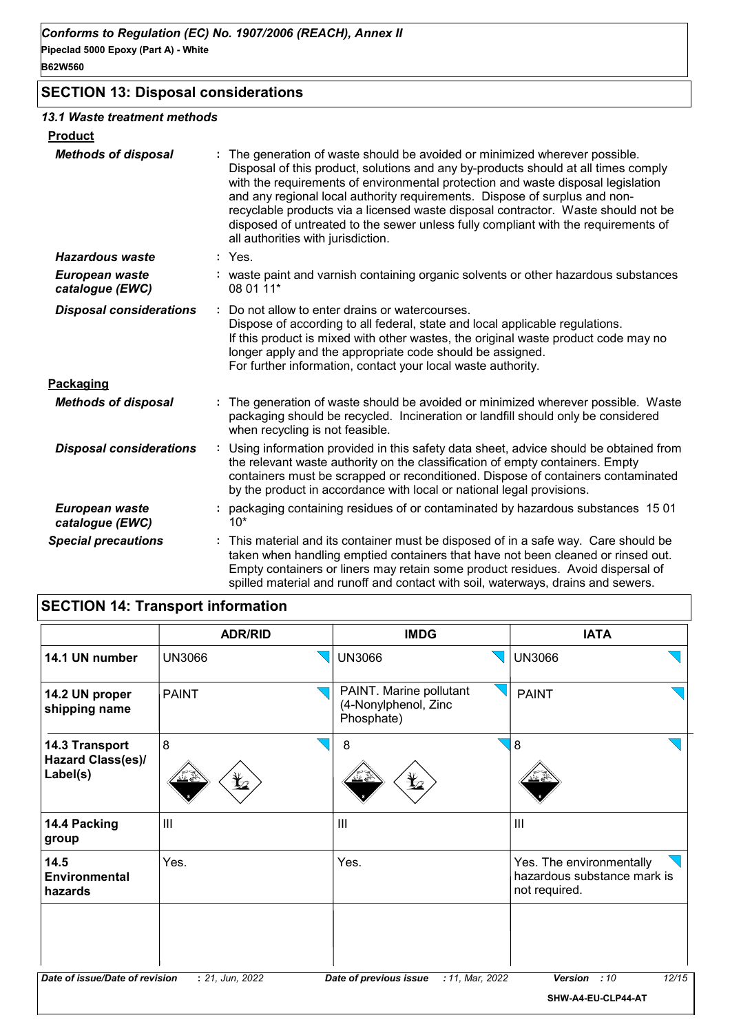## SECTION 13: Disposal considerations

### 13.1 Waste treatment methods

**Product**

***Methods of disposal*** : The generation of waste should be avoided or minimized wherever possible. Disposal of this product, solutions and any by-products should at all times comply with the requirements of environmental protection and waste disposal legislation and any regional local authority requirements. Dispose of surplus and non-recyclable products via a licensed waste disposal contractor. Waste should not be disposed of untreated to the sewer unless fully compliant with the requirements of all authorities with jurisdiction.

***Hazardous waste*** : Yes.

***European waste catalogue (EWC)*** : waste paint and varnish containing organic solvents or other hazardous substances 08 01 11*

***Disposal considerations*** : Do not allow to enter drains or watercourses.
Dispose of according to all federal, state and local applicable regulations.
If this product is mixed with other wastes, the original waste product code may no longer apply and the appropriate code should be assigned.
For further information, contact your local waste authority.

**Packaging**

***Methods of disposal*** : The generation of waste should be avoided or minimized wherever possible. Waste packaging should be recycled. Incineration or landfill should only be considered when recycling is not feasible.

***Disposal considerations*** : Using information provided in this safety data sheet, advice should be obtained from the relevant waste authority on the classification of empty containers. Empty containers must be scrapped or reconditioned. Dispose of containers contaminated by the product in accordance with local or national legal provisions.

***European waste catalogue (EWC)*** : packaging containing residues of or contaminated by hazardous substances 15 01 10*

***Special precautions*** : This material and its container must be disposed of in a safe way. Care should be taken when handling emptied containers that have not been cleaned or rinsed out. Empty containers or liners may retain some product residues. Avoid dispersal of spilled material and runoff and contact with soil, waterways, drains and sewers.

## SECTION 14: Transport information

| | ADR/RID | IMDG | IATA |
|---|---|---|---|
| **14.1 UN number** | UN3066 | UN3066 | UN3066 |
| **14.2 UN proper shipping name** | PAINT | PAINT. Marine pollutant (4-Nonylphenol, Zinc Phosphate) | PAINT |
| **14.3 Transport Hazard Class(es)/ Label(s)** | 8 | 8 | 8 |
| **14.4 Packing group** | III | III | III |
| **14.5 Environmental hazards** | Yes. | Yes. | Yes. The environmentally hazardous substance mark is not required. |
| | | | |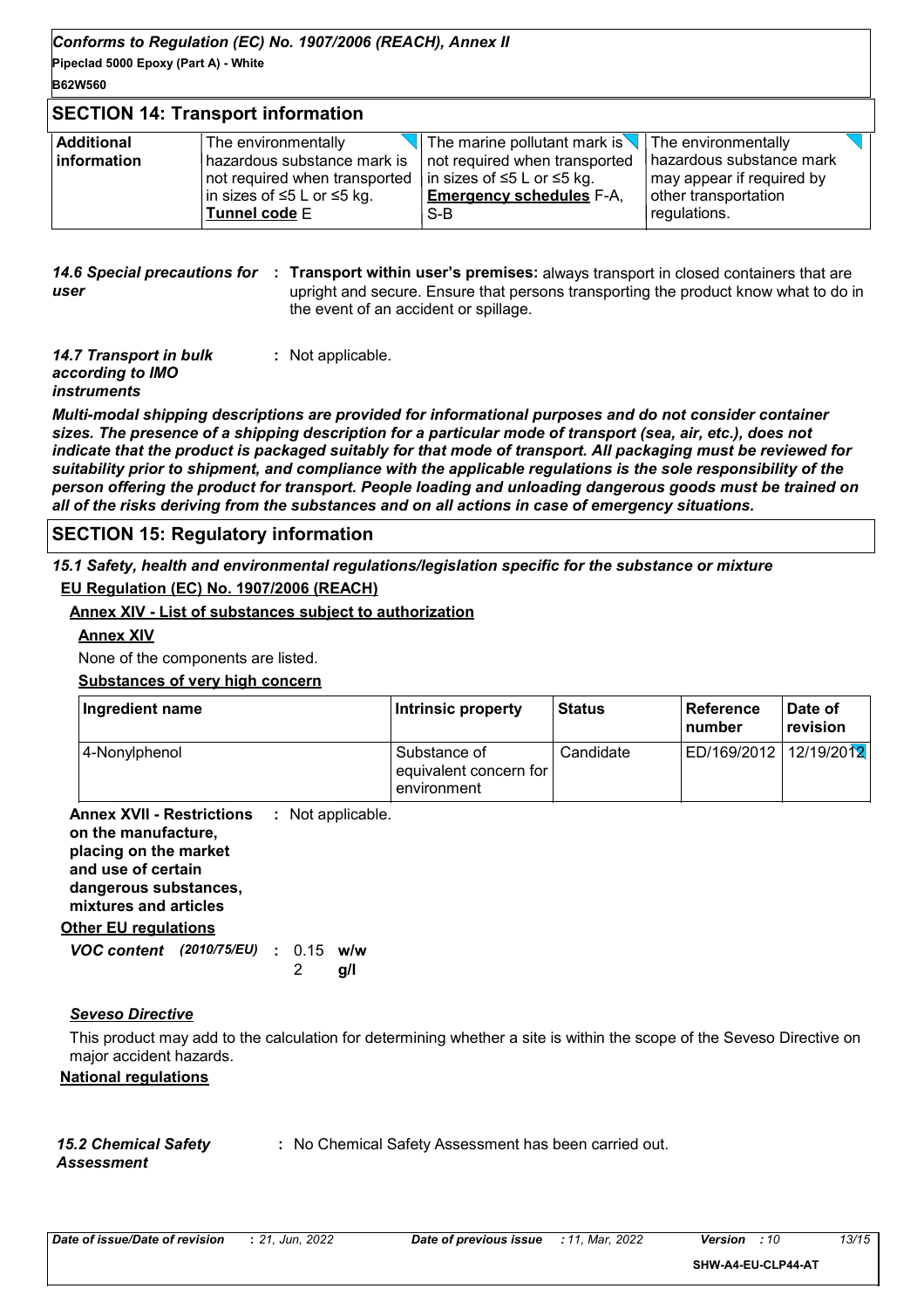## SECTION 14: Transport information

| Additional information | The environmentally hazardous substance mark is not required when transported in sizes of ≤5 L or ≤5 kg. **Tunnel code** E | The marine pollutant mark is not required when transported in sizes of ≤5 L or ≤5 kg. **Emergency schedules** F-A, S-B | The environmentally hazardous substance mark may appear if required by other transportation regulations. |
|---|---|---|---|

*14.6 Special precautions for user* : **Transport within user's premises:** always transport in closed containers that are upright and secure. Ensure that persons transporting the product know what to do in the event of an accident or spillage.

*14.7 Transport in bulk according to IMO instruments* : Not applicable.

***Multi-modal shipping descriptions are provided for informational purposes and do not consider container sizes. The presence of a shipping description for a particular mode of transport (sea, air, etc.), does not indicate that the product is packaged suitably for that mode of transport. All packaging must be reviewed for suitability prior to shipment, and compliance with the applicable regulations is the sole responsibility of the person offering the product for transport. People loading and unloading dangerous goods must be trained on all of the risks deriving from the substances and on all actions in case of emergency situations.***

## SECTION 15: Regulatory information

*15.1 Safety, health and environmental regulations/legislation specific for the substance or mixture*

**EU Regulation (EC) No. 1907/2006 (REACH)**

**Annex XIV - List of substances subject to authorization**

**Annex XIV**

None of the components are listed.

**Substances of very high concern**

| Ingredient name | Intrinsic property | Status | Reference number | Date of revision |
|---|---|---|---|---|
| 4-Nonylphenol | Substance of equivalent concern for environment | Candidate | ED/169/2012 | 12/19/2012 |

**Annex XVII - Restrictions on the manufacture, placing on the market and use of certain dangerous substances, mixtures and articles** : Not applicable.

**Other EU regulations**

*VOC content (2010/75/EU)* : 0.15 w/w
2 g/l

***Seveso Directive***

This product may add to the calculation for determining whether a site is within the scope of the Seveso Directive on major accident hazards.

**National regulations**

*15.2 Chemical Safety Assessment* : No Chemical Safety Assessment has been carried out.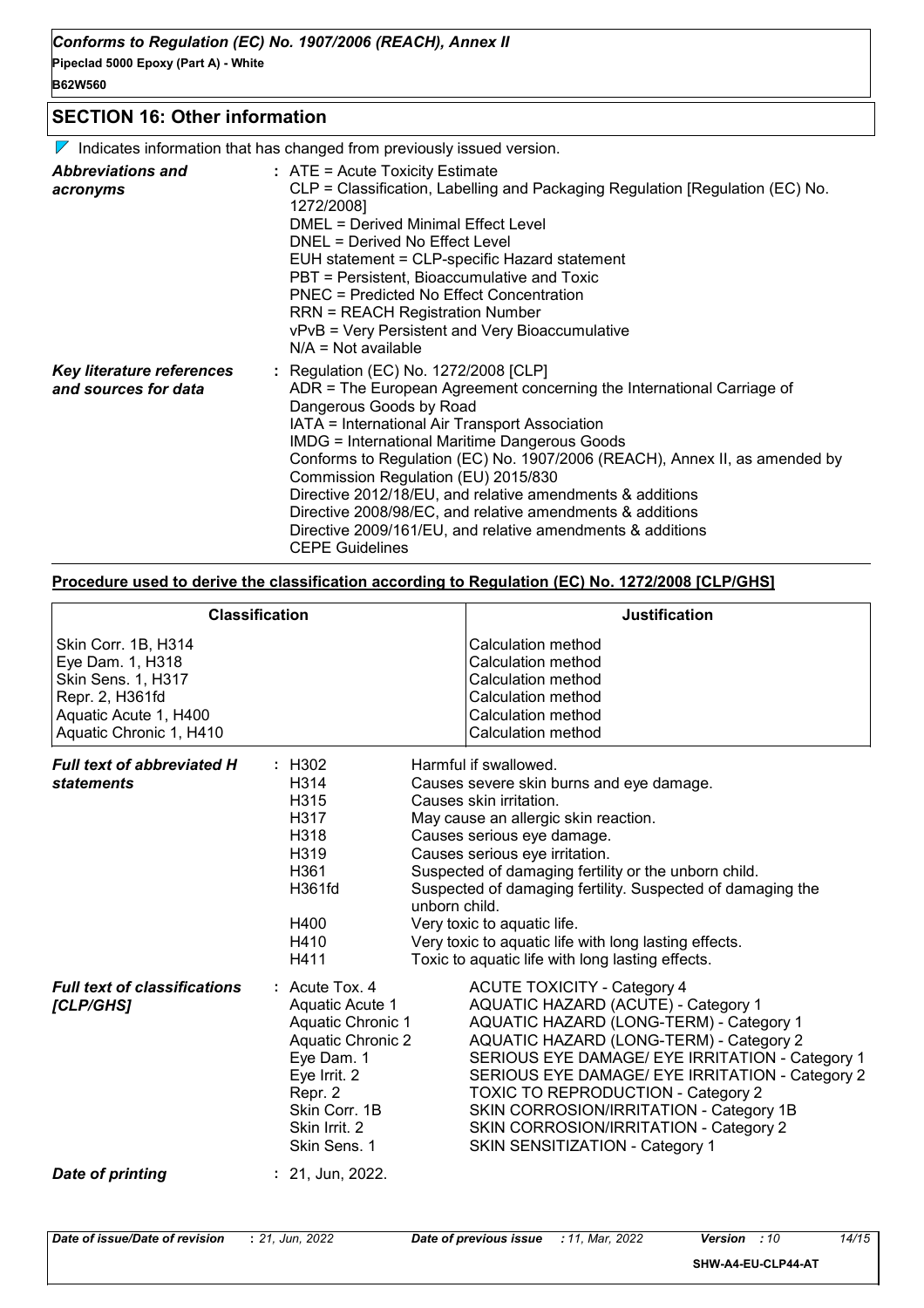## SECTION 16: Other information

Indicates information that has changed from previously issued version.

| | |
|---|---|
| ***Abbreviations and acronyms*** | : ATE = Acute Toxicity Estimate<br>CLP = Classification, Labelling and Packaging Regulation [Regulation (EC) No. 1272/2008]<br>DMEL = Derived Minimal Effect Level<br>DNEL = Derived No Effect Level<br>EUH statement = CLP-specific Hazard statement<br>PBT = Persistent, Bioaccumulative and Toxic<br>PNEC = Predicted No Effect Concentration<br>RRN = REACH Registration Number<br>vPvB = Very Persistent and Very Bioaccumulative<br>N/A = Not available |
| ***Key literature references and sources for data*** | : Regulation (EC) No. 1272/2008 [CLP]<br>ADR = The European Agreement concerning the International Carriage of Dangerous Goods by Road<br>IATA = International Air Transport Association<br>IMDG = International Maritime Dangerous Goods<br>Conforms to Regulation (EC) No. 1907/2006 (REACH), Annex II, as amended by Commission Regulation (EU) 2015/830<br>Directive 2012/18/EU, and relative amendments & additions<br>Directive 2008/98/EC, and relative amendments & additions<br>Directive 2009/161/EU, and relative amendments & additions<br>CEPE Guidelines |

**Procedure used to derive the classification according to Regulation (EC) No. 1272/2008 [CLP/GHS]**

| Classification | Justification |
|---|---|
| Skin Corr. 1B, H314 | Calculation method |
| Eye Dam. 1, H318 | Calculation method |
| Skin Sens. 1, H317 | Calculation method |
| Repr. 2, H361fd | Calculation method |
| Aquatic Acute 1, H400 | Calculation method |
| Aquatic Chronic 1, H410 | Calculation method |

***Full text of abbreviated H statements***

| | |
|---|---|
| H302 | Harmful if swallowed. |
| H314 | Causes severe skin burns and eye damage. |
| H315 | Causes skin irritation. |
| H317 | May cause an allergic skin reaction. |
| H318 | Causes serious eye damage. |
| H319 | Causes serious eye irritation. |
| H361 | Suspected of damaging fertility or the unborn child. |
| H361fd | Suspected of damaging fertility. Suspected of damaging the unborn child. |
| H400 | Very toxic to aquatic life. |
| H410 | Very toxic to aquatic life with long lasting effects. |
| H411 | Toxic to aquatic life with long lasting effects. |

***Full text of classifications [CLP/GHS]***

| | |
|---|---|
| Acute Tox. 4 | ACUTE TOXICITY - Category 4 |
| Aquatic Acute 1 | AQUATIC HAZARD (ACUTE) - Category 1 |
| Aquatic Chronic 1 | AQUATIC HAZARD (LONG-TERM) - Category 1 |
| Aquatic Chronic 2 | AQUATIC HAZARD (LONG-TERM) - Category 2 |
| Eye Dam. 1 | SERIOUS EYE DAMAGE/ EYE IRRITATION - Category 1 |
| Eye Irrit. 2 | SERIOUS EYE DAMAGE/ EYE IRRITATION - Category 2 |
| Repr. 2 | TOXIC TO REPRODUCTION - Category 2 |
| Skin Corr. 1B | SKIN CORROSION/IRRITATION - Category 1B |
| Skin Irrit. 2 | SKIN CORROSION/IRRITATION - Category 2 |
| Skin Sens. 1 | SKIN SENSITIZATION - Category 1 |

***Date of printing*** : 21, Jun, 2022.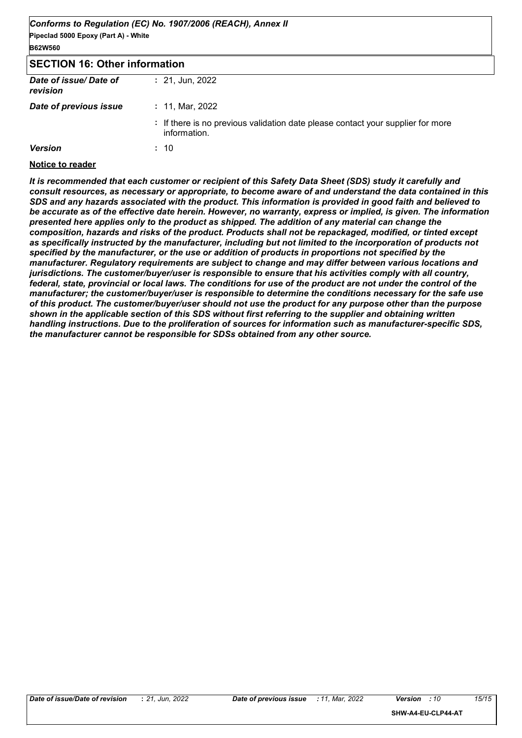## SECTION 16: Other information

| | |
|---|---|
| ***Date of issue/ Date of revision*** | : 21, Jun, 2022 |
| ***Date of previous issue*** | : 11, Mar, 2022 |
| | : If there is no previous validation date please contact your supplier for more information. |
| ***Version*** | : 10 |

**Notice to reader**

***It is recommended that each customer or recipient of this Safety Data Sheet (SDS) study it carefully and consult resources, as necessary or appropriate, to become aware of and understand the data contained in this SDS and any hazards associated with the product. This information is provided in good faith and believed to be accurate as of the effective date herein. However, no warranty, express or implied, is given. The information presented here applies only to the product as shipped. The addition of any material can change the composition, hazards and risks of the product. Products shall not be repackaged, modified, or tinted except as specifically instructed by the manufacturer, including but not limited to the incorporation of products not specified by the manufacturer, or the use or addition of products in proportions not specified by the manufacturer. Regulatory requirements are subject to change and may differ between various locations and jurisdictions. The customer/buyer/user is responsible to ensure that his activities comply with all country, federal, state, provincial or local laws. The conditions for use of the product are not under the control of the manufacturer; the customer/buyer/user is responsible to determine the conditions necessary for the safe use of this product. The customer/buyer/user should not use the product for any purpose other than the purpose shown in the applicable section of this SDS without first referring to the supplier and obtaining written handling instructions. Due to the proliferation of sources for information such as manufacturer-specific SDS, the manufacturer cannot be responsible for SDSs obtained from any other source.***